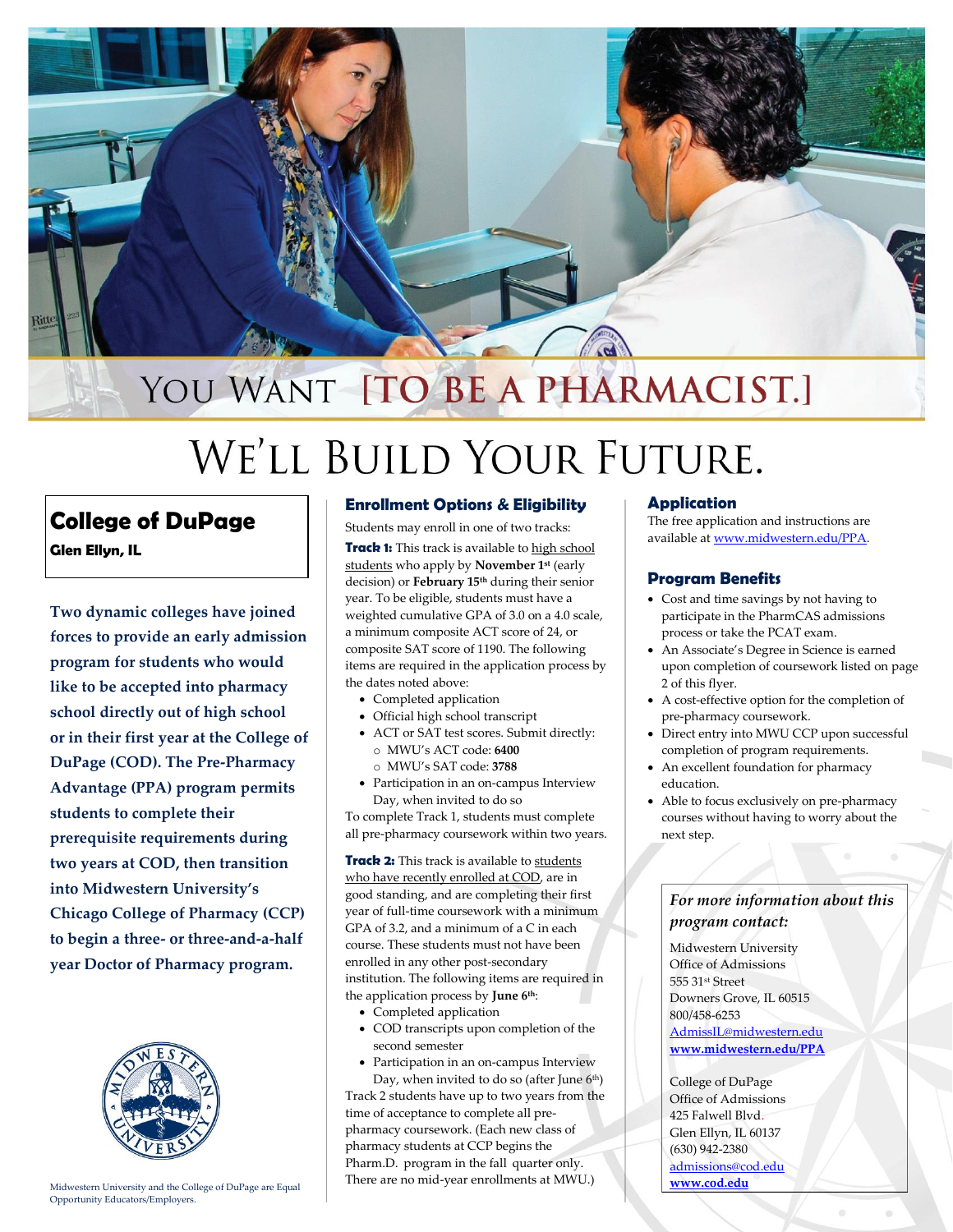# You Want [to be a Pharmacist.]

# We'll Build Your Future.

## College of DuPage

**Glen Ellyn, IL**

**Two dynamic colleges have joined forces to provide an early admission program for students who would like to be accepted into pharmacy school directly out of high school or in their first year at the College of DuPage (COD). The Pre-Pharmacy Advantage (PPA) program permits students to complete their prerequisite requirements during two years at COD, then transition into Midwestern University's Chicago College of Pharmacy (CCP) to begin a three- or three-and-a-half year Doctor of Pharmacy program.**

Midwestern University and the College of DuPage are Equal Opportunity Educators/Employers.

### Enrollment Options & Eligibility

Students may enroll in one of two tracks:

**Track 1:** This track is available to high school students who apply by **November 1st** (early decision) or **February 15th** during their senior year. To be eligible, students must have a weighted cumulative GPA of 3.0 on a 4.0 scale, a minimum composite ACT score of 24, or composite SAT score of 1190. The following items are required in the application process by the dates noted above:

- Completed application
- Official high school transcript
- ACT or SAT test scores. Submit directly:
  - MWU's ACT code: **6400**
  - MWU's SAT code: **3788**
- Participation in an on-campus Interview Day, when invited to do so

To complete Track 1, students must complete all pre-pharmacy coursework within two years.

**Track 2:** This track is available to students who have recently enrolled at COD, are in good standing, and are completing their first year of full-time coursework with a minimum GPA of 3.2, and a minimum of a C in each course. These students must not have been enrolled in any other post-secondary institution. The following items are required in the application process by **June 6th**:

- Completed application
- COD transcripts upon completion of the second semester
- Participation in an on-campus Interview Day, when invited to do so (after June 6th)

Track 2 students have up to two years from the time of acceptance to complete all pre-pharmacy coursework. (Each new class of pharmacy students at CCP begins the Pharm.D. program in the fall quarter only. There are no mid-year enrollments at MWU.)

### Application

The free application and instructions are available at www.midwestern.edu/PPA.

### Program Benefits

- Cost and time savings by not having to participate in the PharmCAS admissions process or take the PCAT exam.
- An Associate's Degree in Science is earned upon completion of coursework listed on page 2 of this flyer.
- A cost-effective option for the completion of pre-pharmacy coursework.
- Direct entry into MWU CCP upon successful completion of program requirements.
- An excellent foundation for pharmacy education.
- Able to focus exclusively on pre-pharmacy courses without having to worry about the next step.

*For more information about this program contact:*

Midwestern University
Office of Admissions
555 31st Street
Downers Grove, IL 60515
800/458-6253
AdmissIL@midwestern.edu
**www.midwestern.edu/PPA**

College of DuPage
Office of Admissions
425 Falwell Blvd.
Glen Ellyn, IL 60137
(630) 942-2380
admissions@cod.edu
**www.cod.edu**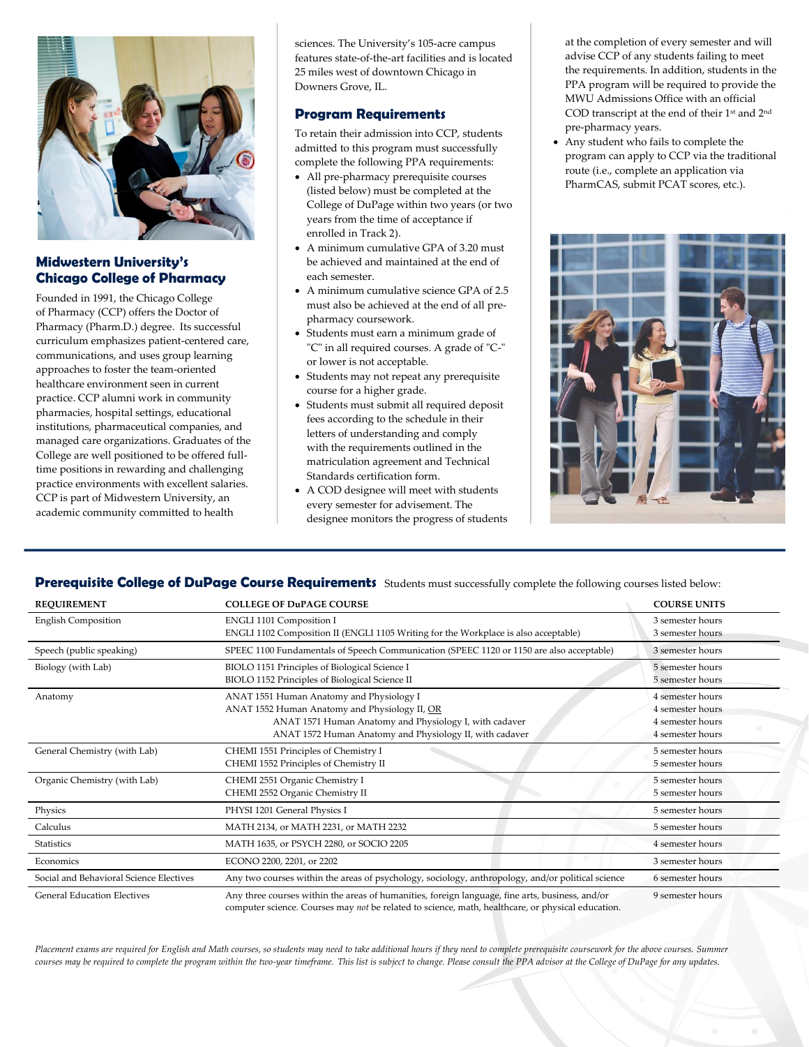## Midwestern University's Chicago College of Pharmacy

Founded in 1991, the Chicago College of Pharmacy (CCP) offers the Doctor of Pharmacy (Pharm.D.) degree. Its successful curriculum emphasizes patient-centered care, communications, and uses group learning approaches to foster the team-oriented healthcare environment seen in current practice. CCP alumni work in community pharmacies, hospital settings, educational institutions, pharmaceutical companies, and managed care organizations. Graduates of the College are well positioned to be offered full-time positions in rewarding and challenging practice environments with excellent salaries. CCP is part of Midwestern University, an academic community committed to health sciences. The University's 105-acre campus features state-of-the-art facilities and is located 25 miles west of downtown Chicago in Downers Grove, IL.

## Program Requirements

To retain their admission into CCP, students admitted to this program must successfully complete the following PPA requirements:

- All pre-pharmacy prerequisite courses (listed below) must be completed at the College of DuPage within two years (or two years from the time of acceptance if enrolled in Track 2).
- A minimum cumulative GPA of 3.20 must be achieved and maintained at the end of each semester.
- A minimum cumulative science GPA of 2.5 must also be achieved at the end of all pre-pharmacy coursework.
- Students must earn a minimum grade of "C" in all required courses. A grade of "C-" or lower is not acceptable.
- Students may not repeat any prerequisite course for a higher grade.
- Students must submit all required deposit fees according to the schedule in their letters of understanding and comply with the requirements outlined in the matriculation agreement and Technical Standards certification form.
- A COD designee will meet with students every semester for advisement. The designee monitors the progress of students at the completion of every semester and will advise CCP of any students failing to meet the requirements. In addition, students in the PPA program will be required to provide the MWU Admissions Office with an official COD transcript at the end of their 1st and 2nd pre-pharmacy years.
- Any student who fails to complete the program can apply to CCP via the traditional route (i.e., complete an application via PharmCAS, submit PCAT scores, etc.).

## Prerequisite College of DuPage Course Requirements

Students must successfully complete the following courses listed below:

| REQUIREMENT | COLLEGE OF DuPAGE COURSE | COURSE UNITS |
|---|---|---|
| English Composition | ENGLI 1101 Composition I<br>ENGLI 1102 Composition II (ENGLI 1105 Writing for the Workplace is also acceptable) | 3 semester hours<br>3 semester hours |
| Speech (public speaking) | SPEEC 1100 Fundamentals of Speech Communication (SPEEC 1120 or 1150 are also acceptable) | 3 semester hours |
| Biology (with Lab) | BIOLO 1151 Principles of Biological Science I<br>BIOLO 1152 Principles of Biological Science II | 5 semester hours<br>5 semester hours |
| Anatomy | ANAT 1551 Human Anatomy and Physiology I<br>ANAT 1552 Human Anatomy and Physiology II, OR<br>ANAT 1571 Human Anatomy and Physiology I, with cadaver<br>ANAT 1572 Human Anatomy and Physiology II, with cadaver | 4 semester hours<br>4 semester hours<br>4 semester hours<br>4 semester hours |
| General Chemistry (with Lab) | CHEMI 1551 Principles of Chemistry I<br>CHEMI 1552 Principles of Chemistry II | 5 semester hours<br>5 semester hours |
| Organic Chemistry (with Lab) | CHEMI 2551 Organic Chemistry I<br>CHEMI 2552 Organic Chemistry II | 5 semester hours<br>5 semester hours |
| Physics | PHYSI 1201 General Physics I | 5 semester hours |
| Calculus | MATH 2134, or MATH 2231, or MATH 2232 | 5 semester hours |
| Statistics | MATH 1635, or PSYCH 2280, or SOCIO 2205 | 4 semester hours |
| Economics | ECONO 2200, 2201, or 2202 | 3 semester hours |
| Social and Behavioral Science Electives | Any two courses within the areas of psychology, sociology, anthropology, and/or political science | 6 semester hours |
| General Education Electives | Any three courses within the areas of humanities, foreign language, fine arts, business, and/or computer science. Courses may *not* be related to science, math, healthcare, or physical education. | 9 semester hours |

*Placement exams are required for English and Math courses, so students may need to take additional hours if they need to complete prerequisite coursework for the above courses. Summer courses may be required to complete the program within the two-year timeframe. This list is subject to change. Please consult the PPA advisor at the College of DuPage for any updates.*